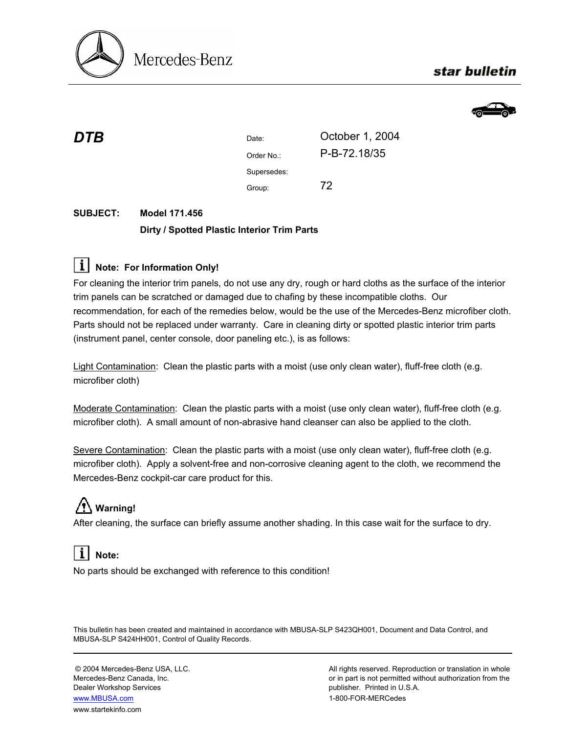Mercedes-Benz

**star bulletin**

## DTB

| | |
|---|---|
| Date: | October 1, 2004 |
| Order No.: | P-B-72.18/35 |
| Supersedes: | |
| Group: | 72 |

**SUBJECT:** **Model 171.456**

**Dirty / Spotted Plastic Interior Trim Parts**

**Note: For Information Only!**

For cleaning the interior trim panels, do not use any dry, rough or hard cloths as the surface of the interior trim panels can be scratched or damaged due to chafing by these incompatible cloths. Our recommendation, for each of the remedies below, would be the use of the Mercedes-Benz microfiber cloth. Parts should not be replaced under warranty. Care in cleaning dirty or spotted plastic interior trim parts (instrument panel, center console, door paneling etc.), is as follows:

Light Contamination: Clean the plastic parts with a moist (use only clean water), fluff-free cloth (e.g. microfiber cloth)

Moderate Contamination: Clean the plastic parts with a moist (use only clean water), fluff-free cloth (e.g. microfiber cloth). A small amount of non-abrasive hand cleanser can also be applied to the cloth.

Severe Contamination: Clean the plastic parts with a moist (use only clean water), fluff-free cloth (e.g. microfiber cloth). Apply a solvent-free and non-corrosive cleaning agent to the cloth, we recommend the Mercedes-Benz cockpit-car care product for this.

**Warning!**

After cleaning, the surface can briefly assume another shading. In this case wait for the surface to dry.

**Note:**

No parts should be exchanged with reference to this condition!

This bulletin has been created and maintained in accordance with MBUSA-SLP S423QH001, Document and Data Control, and MBUSA-SLP S424HH001, Control of Quality Records.

© 2004 Mercedes-Benz USA, LLC.
Mercedes-Benz Canada, Inc.
Dealer Workshop Services
www.MBUSA.com
www.startekinfo.com

All rights reserved. Reproduction or translation in whole or in part is not permitted without authorization from the publisher. Printed in U.S.A.
1-800-FOR-MERCedes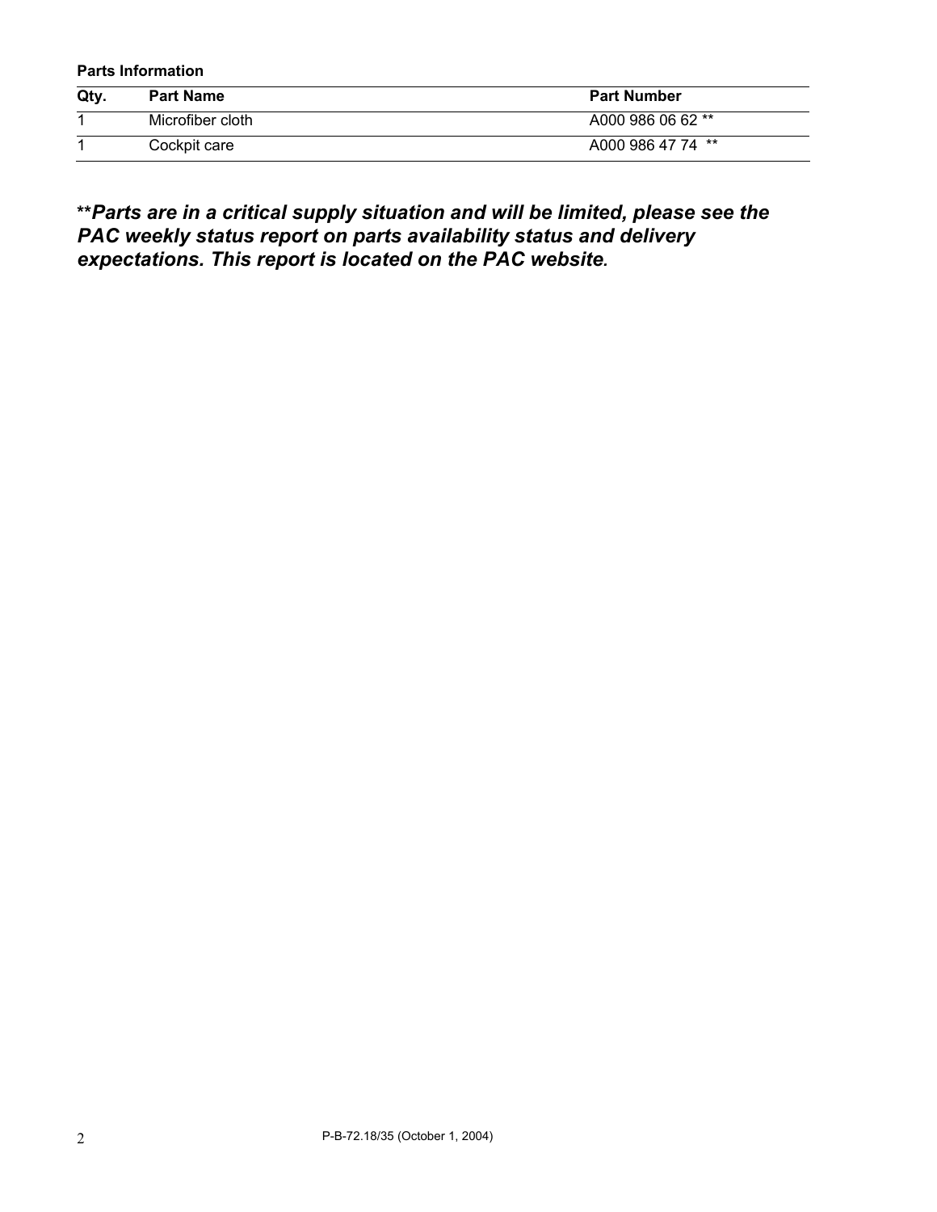**Parts Information**

| Qty. | Part Name | Part Number |
| --- | --- | --- |
| 1 | Microfiber cloth | A000 986 06 62 ** |
| 1 | Cockpit care | A000 986 47 74 ** |

****Parts are in a critical supply situation and will be limited, please see the PAC weekly status report on parts availability status and delivery expectations. This report is located on the PAC website.***

P-B-72.18/35 (October 1, 2004)